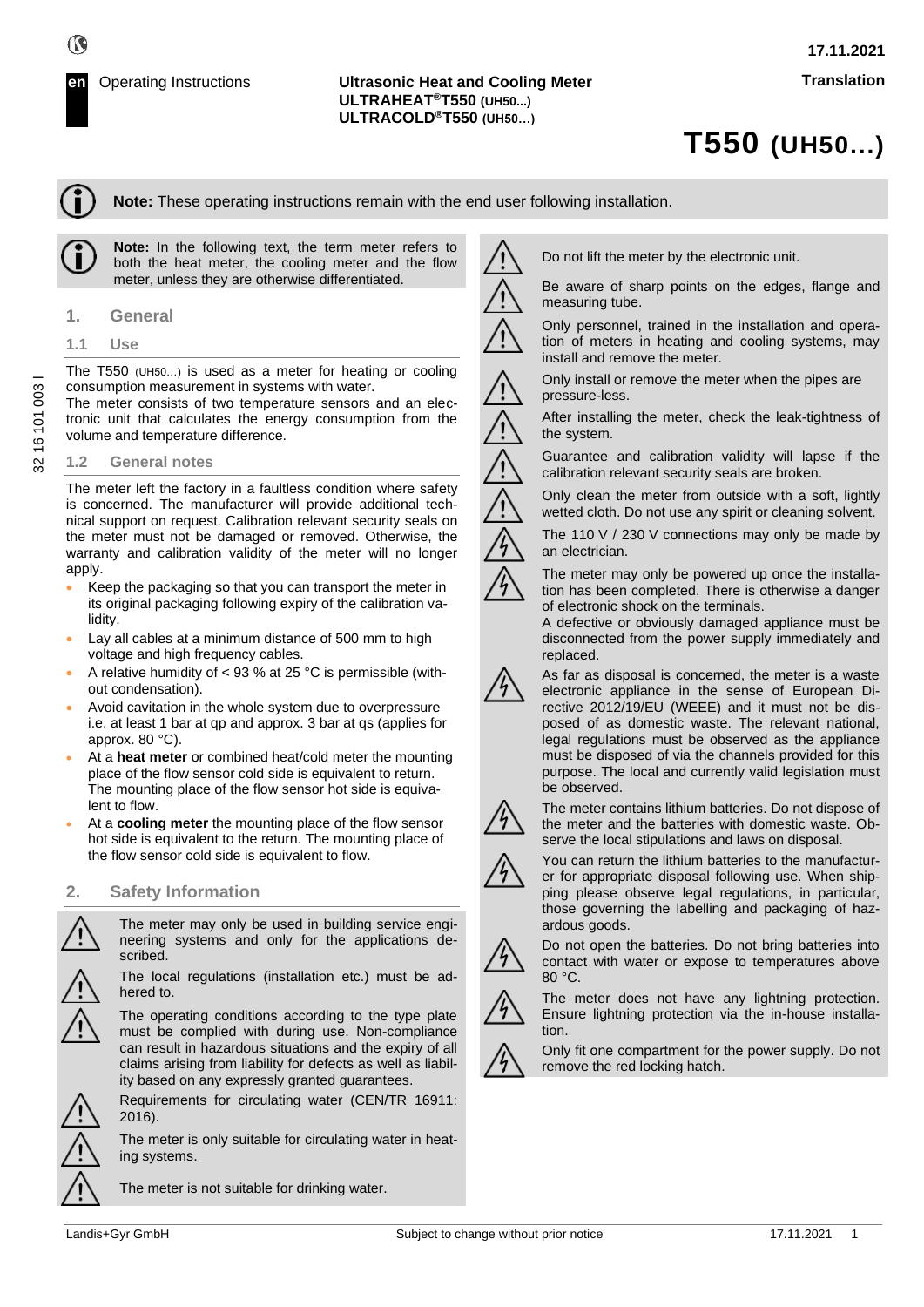**en** Operating Instructions

**Ultrasonic Heat and Cooling Meter**
**ULTRAHEAT®T550 (UH50...)**
**ULTRACOLD®T550 (UH50…)**

**17.11.2021**

**Translation**

# T550 (UH50…)

**Note:** These operating instructions remain with the end user following installation.

**Note:** In the following text, the term meter refers to both the heat meter, the cooling meter and the flow meter, unless they are otherwise differentiated.

## 1. General

### 1.1 Use

The T550 (UH50…) is used as a meter for heating or cooling consumption measurement in systems with water.
The meter consists of two temperature sensors and an electronic unit that calculates the energy consumption from the volume and temperature difference.

### 1.2 General notes

The meter left the factory in a faultless condition where safety is concerned. The manufacturer will provide additional technical support on request. Calibration relevant security seals on the meter must not be damaged or removed. Otherwise, the warranty and calibration validity of the meter will no longer apply.

- Keep the packaging so that you can transport the meter in its original packaging following expiry of the calibration validity.
- Lay all cables at a minimum distance of 500 mm to high voltage and high frequency cables.
- A relative humidity of < 93 % at 25 °C is permissible (without condensation).
- Avoid cavitation in the whole system due to overpressure i.e. at least 1 bar at qp and approx. 3 bar at qs (applies for approx. 80 °C).
- At a **heat meter** or combined heat/cold meter the mounting place of the flow sensor cold side is equivalent to return. The mounting place of the flow sensor hot side is equivalent to flow.
- At a **cooling meter** the mounting place of the flow sensor hot side is equivalent to the return. The mounting place of the flow sensor cold side is equivalent to flow.

## 2. Safety Information

The meter may only be used in building service engineering systems and only for the applications described.

The local regulations (installation etc.) must be adhered to.

The operating conditions according to the type plate must be complied with during use. Non-compliance can result in hazardous situations and the expiry of all claims arising from liability for defects as well as liability based on any expressly granted guarantees.

Requirements for circulating water (CEN/TR 16911: 2016).

The meter is only suitable for circulating water in heating systems.

The meter is not suitable for drinking water.

Do not lift the meter by the electronic unit.

Be aware of sharp points on the edges, flange and measuring tube.

Only personnel, trained in the installation and operation of meters in heating and cooling systems, may install and remove the meter.

Only install or remove the meter when the pipes are pressure-less.

After installing the meter, check the leak-tightness of the system.

Guarantee and calibration validity will lapse if the calibration relevant security seals are broken.

Only clean the meter from outside with a soft, lightly wetted cloth. Do not use any spirit or cleaning solvent.

The 110 V / 230 V connections may only be made by an electrician.

The meter may only be powered up once the installation has been completed. There is otherwise a danger of electronic shock on the terminals.
A defective or obviously damaged appliance must be disconnected from the power supply immediately and replaced.

As far as disposal is concerned, the meter is a waste electronic appliance in the sense of European Directive 2012/19/EU (WEEE) and it must not be disposed of as domestic waste. The relevant national, legal regulations must be observed as the appliance must be disposed of via the channels provided for this purpose. The local and currently valid legislation must be observed.

The meter contains lithium batteries. Do not dispose of the meter and the batteries with domestic waste. Observe the local stipulations and laws on disposal.

You can return the lithium batteries to the manufacturer for appropriate disposal following use. When shipping please observe legal regulations, in particular, those governing the labelling and packaging of hazardous goods.

Do not open the batteries. Do not bring batteries into contact with water or expose to temperatures above 80 °C.

The meter does not have any lightning protection. Ensure lightning protection via the in-house installation.

Only fit one compartment for the power supply. Do not remove the red locking hatch.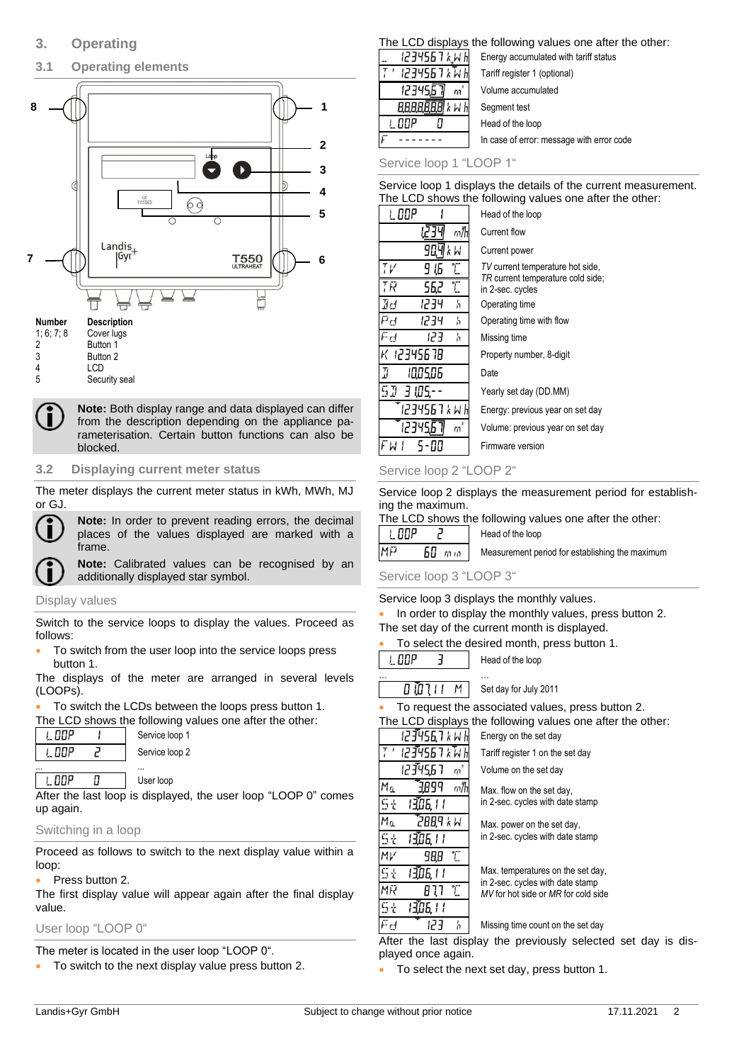## 3. Operating

### 3.1 Operating elements

| Number | Description |
|---|---|
| 1; 6; 7; 8 | Cover lugs |
| 2 | Button 1 |
| 3 | Button 2 |
| 4 | LCD |
| 5 | Security seal |

**Note:** Both display range and data displayed can differ from the description depending on the appliance parameterisation. Certain button functions can also be blocked.

### 3.2 Displaying current meter status

The meter displays the current meter status in kWh, MWh, MJ or GJ.

**Note:** In order to prevent reading errors, the decimal places of the values displayed are marked with a frame.

**Note:** Calibrated values can be recognised by an additionally displayed star symbol.

#### Display values

Switch to the service loops to display the values. Proceed as follows:

- To switch from the user loop into the service loops press button 1.

The displays of the meter are arranged in several levels (LOOPs).

- To switch the LCDs between the loops press button 1.

The LCD shows the following values one after the other:

| LCD | |
|---|---|
| LOOP 1 | Service loop 1 |
| LOOP 2 | Service loop 2 |
| ... | ... |
| LOOP 0 | User loop |

After the last loop is displayed, the user loop “LOOP 0” comes up again.

#### Switching in a loop

Proceed as follows to switch to the next display value within a loop:

- Press button 2.

The first display value will appear again after the final display value.

#### User loop “LOOP 0“

The meter is located in the user loop “LOOP 0“.

- To switch to the next display value press button 2.

The LCD displays the following values one after the other:

| LCD | |
|---|---|
| 1234567 kWh | Energy accumulated with tariff status |
| T1 1234567 kWh | Tariff register 1 (optional) |
| 1234567 m³ | Volume accumulated |
| 88888888 kWh | Segment test |
| LOOP 0 | Head of the loop |
| F ------- | In case of error: message with error code |

#### Service loop 1 “LOOP 1“

Service loop 1 displays the details of the current measurement. The LCD shows the following values one after the other:

| LCD | |
|---|---|
| LOOP 1 | Head of the loop |
| 1.234 m³/h | Current flow |
| 90.4 kW | Current power |
| TV 91.6 °C | *TV* current temperature hot side, |
| TR 56.2 °C | *TR* current temperature cold side; in 2-sec. cycles |
| Bd 1234 h | Operating time |
| Pd 1234 h | Operating time with flow |
| Fd 123 h | Missing time |
| K 12345678 | Property number, 8-digit |
| D 10.05.06 | Date |
| SD 31.05.-- | Yearly set day (DD.MM) |
| 1234567 kWh | Energy: previous year on set day |
| 1234567 m³ | Volume: previous year on set day |
| FW1 5-00 | Firmware version |

#### Service loop 2 “LOOP 2“

Service loop 2 displays the measurement period for establishing the maximum.

The LCD shows the following values one after the other:

| LCD | |
|---|---|
| LOOP 2 | Head of the loop |
| MP 60 min | Measurement period for establishing the maximum |

#### Service loop 3 “LOOP 3“

Service loop 3 displays the monthly values.

- In order to display the monthly values, press button 2.

The set day of the current month is displayed.

- To select the desired month, press button 1.

| LCD | |
|---|---|
| LOOP 3 | Head of the loop |
| ... | ... |
| 01.07.11 M | Set day for July 2011 |

- To request the associated values, press button 2.

The LCD shows the following values one after the other:

| LCD | |
|---|---|
| 1234567 kWh | Energy on the set day |
| T1 1234567 kWh | Tariff register 1 on the set day |
| 1234567 m³ | Volume on the set day |
| Mq 3.899 m³/h | Max. flow on the set day, |
| St 13.06.11 | in 2-sec. cycles with date stamp |
| Mq 288.9 kW | Max. power on the set day, |
| St 13.06.11 | in 2-sec. cycles with date stamp |
| MV 98.8 °C | Max. temperatures on the set day, |
| St 13.06.11 | in 2-sec. cycles with date stamp |
| MR 81.7 °C | *MV* for hot side or *MR* for cold side |
| St 13.06.11 | |
| Fd 123 h | Missing time count on the set day |

After the last display the previously selected set day is displayed once again.

- To select the next set day, press button 1.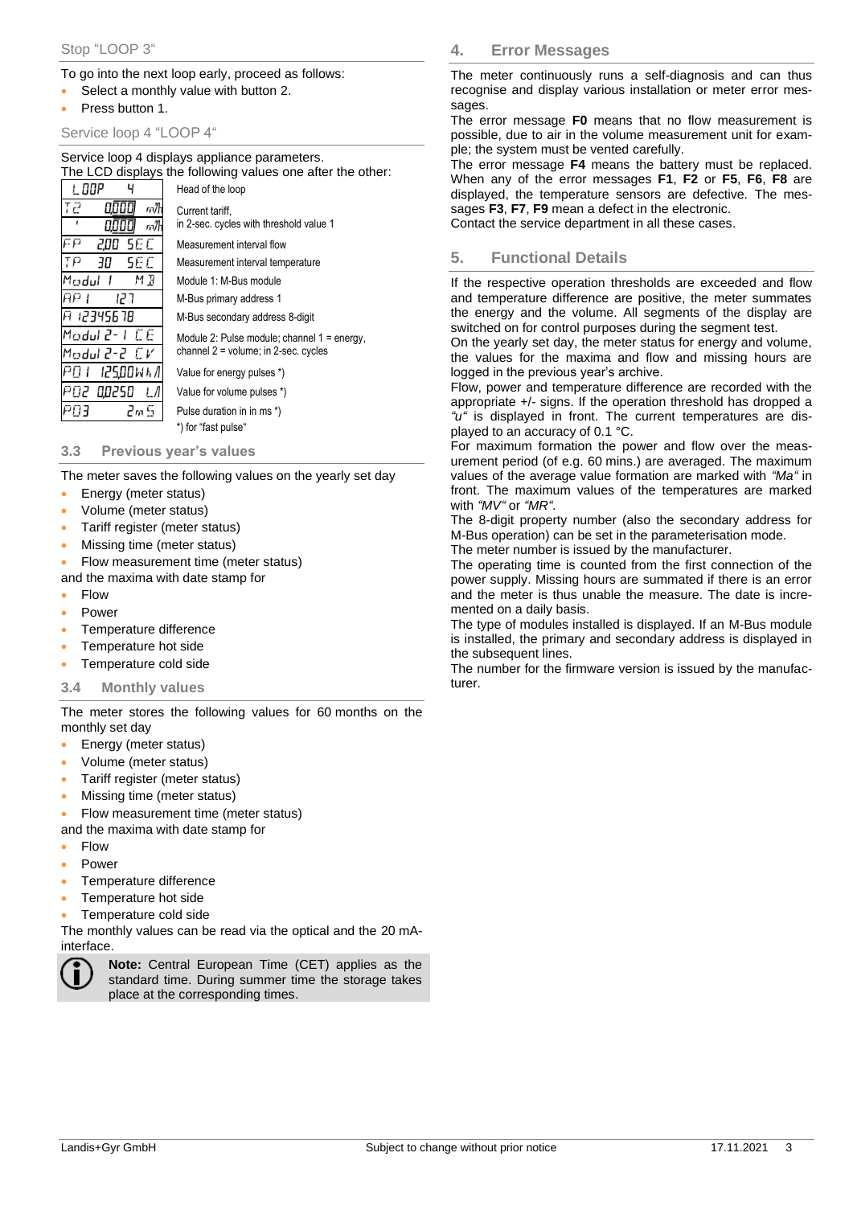Stop "LOOP 3"

To go into the next loop early, proceed as follows:

- Select a monthly value with button 2.
- Press button 1.

Service loop 4 "LOOP 4"

Service loop 4 displays appliance parameters.
The LCD displays the following values one after the other:

| Display | Description |
|---|---|
| LOOP 4 | Head of the loop |
| T2 0,000 m³/h / ' 0,000 m³/h | Current tariff, in 2-sec. cycles with threshold value 1 |
| FP 2,00 SEC | Measurement interval flow |
| TP 30 SEC | Measurement interval temperature |
| Modul 1 MB | Module 1: M-Bus module |
| AP1 127 | M-Bus primary address 1 |
| A 12345678 | M-Bus secondary address 8-digit |
| Modul 2-1 CE / Modul 2-2 CV | Module 2: Pulse module; channel 1 = energy, channel 2 = volume; in 2-sec. cycles |
| P01 125,00Wh/I | Value for energy pulses *) |
| P02 0,0250 L/I | Value for volume pulses *) |
| P03 2mS | Pulse duration in in ms *) |

*) for "fast pulse"

### 3.3 Previous year's values

The meter saves the following values on the yearly set day

- Energy (meter status)
- Volume (meter status)
- Tariff register (meter status)
- Missing time (meter status)
- Flow measurement time (meter status)

and the maxima with date stamp for

- Flow
- Power
- Temperature difference
- Temperature hot side
- Temperature cold side

### 3.4 Monthly values

The meter stores the following values for 60 months on the monthly set day

- Energy (meter status)
- Volume (meter status)
- Tariff register (meter status)
- Missing time (meter status)
- Flow measurement time (meter status)

and the maxima with date stamp for

- Flow
- Power
- Temperature difference
- Temperature hot side
- Temperature cold side

The monthly values can be read via the optical and the 20 mA-interface.

> **Note:** Central European Time (CET) applies as the standard time. During summer time the storage takes place at the corresponding times.

## 4. Error Messages

The meter continuously runs a self-diagnosis and can thus recognise and display various installation or meter error messages.

The error message **F0** means that no flow measurement is possible, due to air in the volume measurement unit for example; the system must be vented carefully.

The error message **F4** means the battery must be replaced. When any of the error messages **F1**, **F2** or **F5**, **F6**, **F8** are displayed, the temperature sensors are defective. The messages **F3**, **F7**, **F9** mean a defect in the electronic.

Contact the service department in all these cases.

## 5. Functional Details

If the respective operation thresholds are exceeded and flow and temperature difference are positive, the meter summates the energy and the volume. All segments of the display are switched on for control purposes during the segment test.

On the yearly set day, the meter status for energy and volume, the values for the maxima and flow and missing hours are logged in the previous year's archive.

Flow, power and temperature difference are recorded with the appropriate +/- signs. If the operation threshold has dropped a *"u"* is displayed in front. The current temperatures are displayed to an accuracy of 0.1 °C.

For maximum formation the power and flow over the measurement period (of e.g. 60 mins.) are averaged. The maximum values of the average value formation are marked with *"Ma"* in front. The maximum values of the temperatures are marked with *"MV"* or *"MR"*.

The 8-digit property number (also the secondary address for M-Bus operation) can be set in the parameterisation mode.

The meter number is issued by the manufacturer.

The operating time is counted from the first connection of the power supply. Missing hours are summated if there is an error and the meter is thus unable the measure. The date is incremented on a daily basis.

The type of modules installed is displayed. If an M-Bus module is installed, the primary and secondary address is displayed in the subsequent lines.

The number for the firmware version is issued by the manufacturer.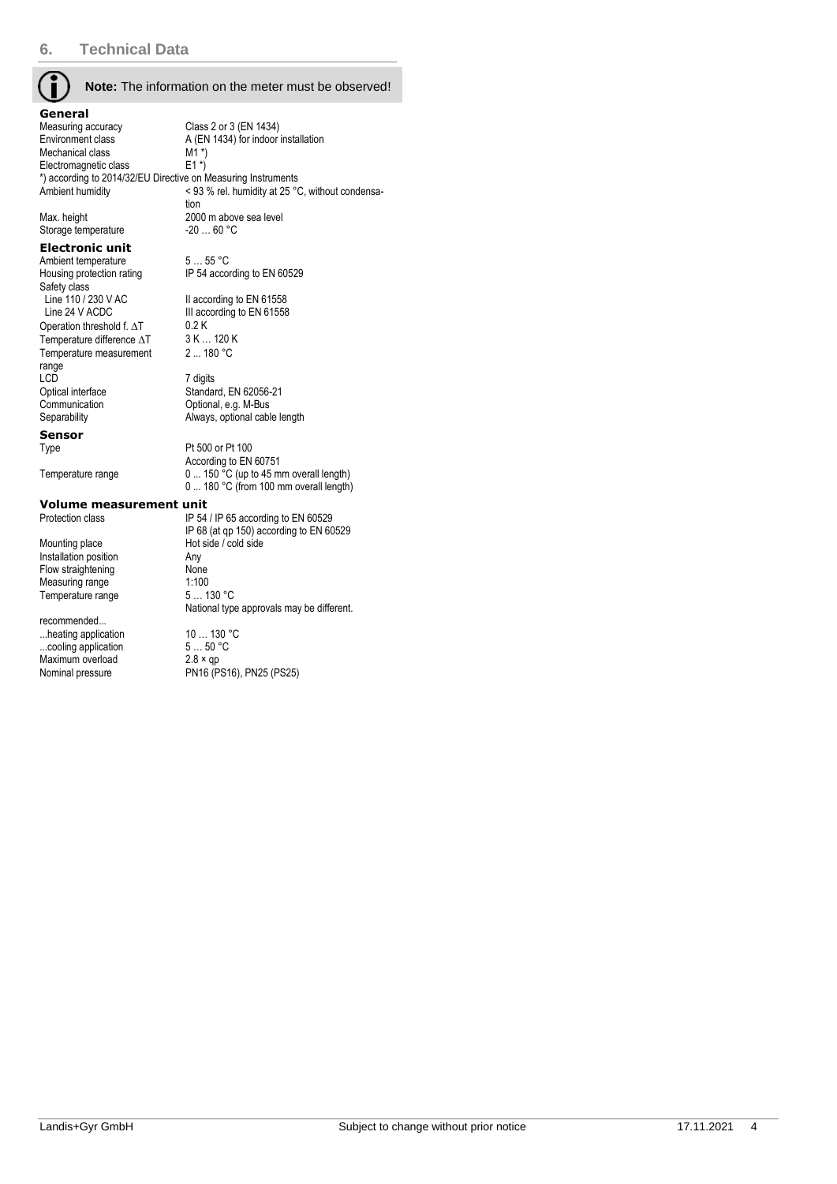## 6. Technical Data

**Note:** The information on the meter must be observed!

### General

| | |
|---|---|
| Measuring accuracy | Class 2 or 3 (EN 1434) |
| Environment class | A (EN 1434) for indoor installation |
| Mechanical class | M1 *) |
| Electromagnetic class | E1 *) |

*) according to 2014/32/EU Directive on Measuring Instruments

| | |
|---|---|
| Ambient humidity | < 93 % rel. humidity at 25 °C, without condensation |
| Max. height | 2000 m above sea level |
| Storage temperature | -20 … 60 °C |

### Electronic unit

| | |
|---|---|
| Ambient temperature | 5 … 55 °C |
| Housing protection rating | IP 54 according to EN 60529 |
| Safety class | |
| Line 110 / 230 V AC | II according to EN 61558 |
| Line 24 V ACDC | III according to EN 61558 |
| Operation threshold f. ∆T | 0.2 K |
| Temperature difference ∆T | 3 K … 120 K |
| Temperature measurement range | 2 ... 180 °C |
| LCD | 7 digits |
| Optical interface | Standard, EN 62056-21 |
| Communication | Optional, e.g. M-Bus |
| Separability | Always, optional cable length |

### Sensor

| | |
|---|---|
| Type | Pt 500 or Pt 100<br>According to EN 60751 |
| Temperature range | 0 ... 150 °C (up to 45 mm overall length)<br>0 ... 180 °C (from 100 mm overall length) |

### Volume measurement unit

| | |
|---|---|
| Protection class | IP 54 / IP 65 according to EN 60529<br>IP 68 (at qp 150) according to EN 60529 |
| Mounting place | Hot side / cold side |
| Installation position | Any |
| Flow straightening | None |
| Measuring range | 1:100 |
| Temperature range | 5 … 130 °C<br>National type approvals may be different. |
| recommended... | |
| ...heating application | 10 … 130 °C |
| ...cooling application | 5 … 50 °C |
| Maximum overload | 2.8 × qp |
| Nominal pressure | PN16 (PS16), PN25 (PS25) |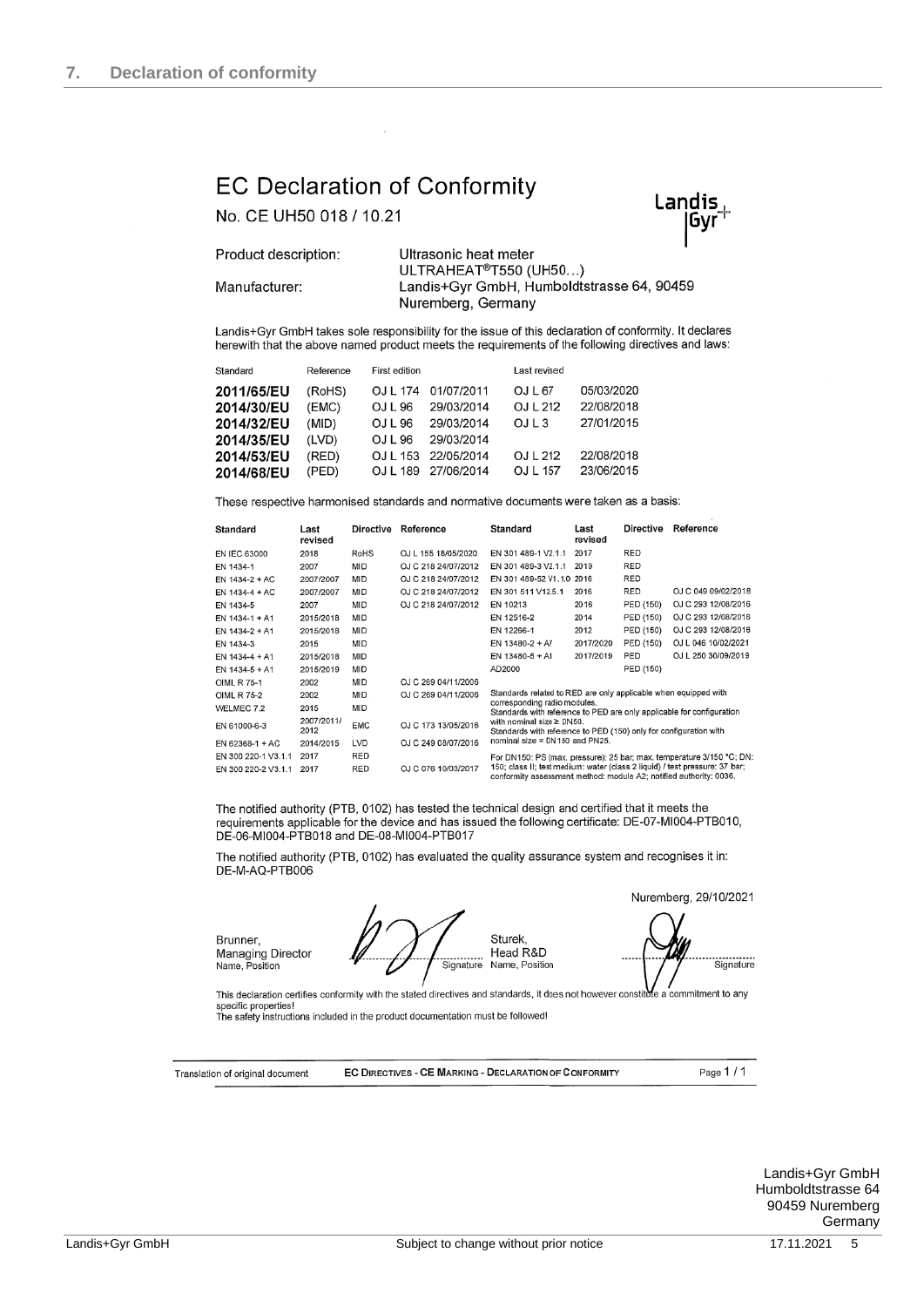## 7. Declaration of conformity

# EC Declaration of Conformity

No. CE UH50 018 / 10.21

Landis+Gyr

| | |
|---|---|
| Product description: | Ultrasonic heat meter ULTRAHEAT®T550 (UH50…) |
| Manufacturer: | Landis+Gyr GmbH, Humboldtstrasse 64, 90459 Nuremberg, Germany |

Landis+Gyr GmbH takes sole responsibility for the issue of this declaration of conformity. It declares herewith that the above named product meets the requirements of the following directives and laws:

| Standard | Reference | First edition | | Last revised | |
|---|---|---|---|---|---|
| 2011/65/EU | (RoHS) | OJ L 174 | 01/07/2011 | OJ L 67 | 05/03/2020 |
| 2014/30/EU | (EMC) | OJ L 96 | 29/03/2014 | OJ L 212 | 22/08/2018 |
| 2014/32/EU | (MID) | OJ L 96 | 29/03/2014 | OJ L 3 | 27/01/2015 |
| 2014/35/EU | (LVD) | OJ L 96 | 29/03/2014 | | |
| 2014/53/EU | (RED) | OJ L 153 | 22/05/2014 | OJ L 212 | 22/08/2018 |
| 2014/68/EU | (PED) | OJ L 189 | 27/06/2014 | OJ L 157 | 23/06/2015 |

These respective harmonised standards and normative documents were taken as a basis:

| Standard | Last revised | Directive | Reference | Standard | Last revised | Directive | Reference |
|---|---|---|---|---|---|---|---|
| EN IEC 63000 | 2018 | RoHS | OJ L 155 18/05/2020 | EN 301 489-1 V2.1.1 | 2017 | RED | |
| EN 1434-1 | 2007 | MID | OJ C 218 24/07/2012 | EN 301 489-3 V2.1.1 | 2019 | RED | |
| EN 1434-2 + AC | 2007/2007 | MID | OJ C 218 24/07/2012 | EN 301 489-52 V1.1.0 | 2016 | RED | |
| EN 1434-4 + AC | 2007/2007 | MID | OJ C 218 24/07/2012 | EN 301 511 V12.5.1 | 2016 | RED | OJ C 049 09/02/2018 |
| EN 1434-5 | 2007 | MID | OJ C 218 24/07/2012 | EN 10213 | 2016 | PED (150) | OJ C 293 12/08/2016 |
| EN 1434-1 + A1 | 2015/2018 | MID | | EN 12516-2 | 2014 | PED (150) | OJ C 293 12/08/2016 |
| EN 1434-2 + A1 | 2015/2018 | MID | | EN 12266-1 | 2012 | PED (150) | OJ C 293 12/08/2016 |
| EN 1434-3 | 2015 | MID | | EN 13480-2 + A7 | 2017/2020 | PED (150) | OJ L 046 10/02/2021 |
| EN 1434-4 + A1 | 2015/2018 | MID | | EN 13480-5 + A1 | 2017/2019 | PED | OJ L 250 30/09/2019 |
| EN 1434-5 + A1 | 2015/2019 | MID | | AD2000 | | PED (150) | |
| OIML R 75-1 | 2002 | MID | OJ C 269 04/11/2006 | | | | |
| OIML R 75-2 | 2002 | MID | OJ C 269 04/11/2006 | | | | |
| WELMEC 7.2 | 2015 | MID | | | | | |
| EN 61000-6-3 | 2007/2011/2012 | EMC | OJ C 173 13/05/2016 | | | | |
| EN 62368-1 + AC | 2014/2015 | LVD | OJ C 249 08/07/2016 | | | | |
| EN 300 220-1 V3.1.1 | 2017 | RED | | | | | |
| EN 300 220-2 V3.1.1 | 2017 | RED | OJ C 076 10/03/2017 | | | | |

Standards related to RED are only applicable when equipped with corresponding radio modules.
Standards with reference to PED are only applicable for configuration with nominal size ≥ DN50.
Standards with reference to PED (150) only for configuration with nominal size = DN 150 and PN25.
For DN150: PS (max. pressure): 25 bar; max. temperature 3/150 °C; DN: 150; class II; test medium: water (class 2 liquid) / test pressure: 37 bar; conformity assessment method: module A2; notified authority: 0036.

The notified authority (PTB, 0102) has tested the technical design and certified that it meets the requirements applicable for the device and has issued the following certificate: DE-07-MI004-PTB010, DE-06-MI004-PTB018 and DE-08-MI004-PTB017

The notified authority (PTB, 0102) has evaluated the quality assurance system and recognises it in: DE-M-AQ-PTB006

Nuremberg, 29/10/2021

| | | | |
|---|---|---|---|
| Brunner, Managing Director | Signature | Sturek, Head R&D | Signature |
| Name, Position | | Name, Position | |

This declaration certifies conformity with the stated directives and standards, it does not however constitute a commitment to any specific properties!
The safety instructions included in the product documentation must be followed!

Translation of original document — EC DIRECTIVES - CE MARKING - DECLARATION OF CONFORMITY — Page 1 / 1

Landis+Gyr GmbH
Humboldtstrasse 64
90459 Nuremberg
Germany